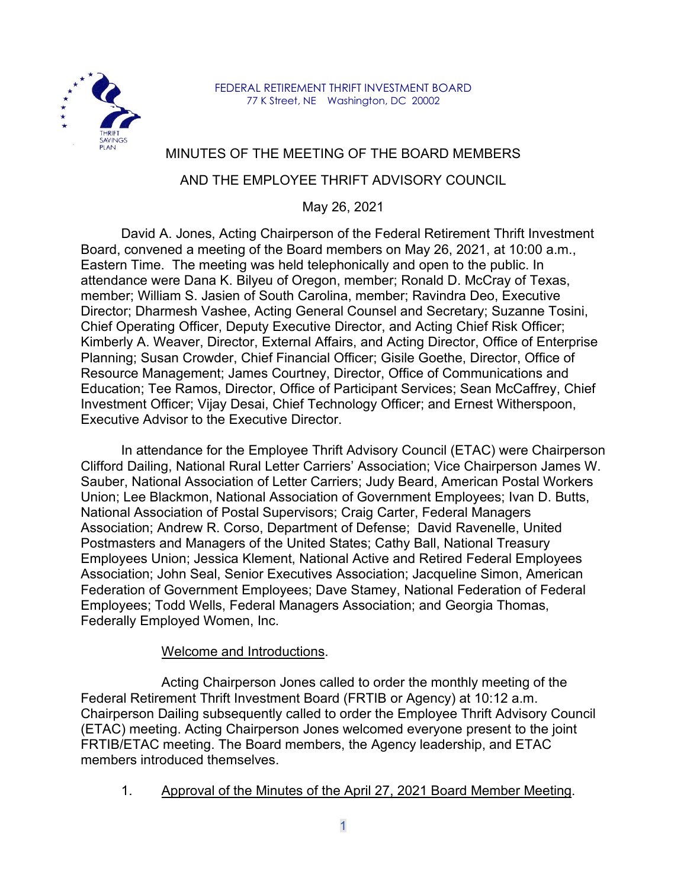FEDERAL RETIREMENT THRIFT INVESTMENT BOARD
77 K Street, NE Washington, DC 20002

# MINUTES OF THE MEETING OF THE BOARD MEMBERS AND THE EMPLOYEE THRIFT ADVISORY COUNCIL

May 26, 2021

David A. Jones, Acting Chairperson of the Federal Retirement Thrift Investment Board, convened a meeting of the Board members on May 26, 2021, at 10:00 a.m., Eastern Time. The meeting was held telephonically and open to the public. In attendance were Dana K. Bilyeu of Oregon, member; Ronald D. McCray of Texas, member; William S. Jasien of South Carolina, member; Ravindra Deo, Executive Director; Dharmesh Vashee, Acting General Counsel and Secretary; Suzanne Tosini, Chief Operating Officer, Deputy Executive Director, and Acting Chief Risk Officer; Kimberly A. Weaver, Director, External Affairs, and Acting Director, Office of Enterprise Planning; Susan Crowder, Chief Financial Officer; Gisile Goethe, Director, Office of Resource Management; James Courtney, Director, Office of Communications and Education; Tee Ramos, Director, Office of Participant Services; Sean McCaffrey, Chief Investment Officer; Vijay Desai, Chief Technology Officer; and Ernest Witherspoon, Executive Advisor to the Executive Director.

In attendance for the Employee Thrift Advisory Council (ETAC) were Chairperson Clifford Dailing, National Rural Letter Carriers' Association; Vice Chairperson James W. Sauber, National Association of Letter Carriers; Judy Beard, American Postal Workers Union; Lee Blackmon, National Association of Government Employees; Ivan D. Butts, National Association of Postal Supervisors; Craig Carter, Federal Managers Association; Andrew R. Corso, Department of Defense; David Ravenelle, United Postmasters and Managers of the United States; Cathy Ball, National Treasury Employees Union; Jessica Klement, National Active and Retired Federal Employees Association; John Seal, Senior Executives Association; Jacqueline Simon, American Federation of Government Employees; Dave Stamey, National Federation of Federal Employees; Todd Wells, Federal Managers Association; and Georgia Thomas, Federally Employed Women, Inc.

<u>Welcome and Introductions</u>.

Acting Chairperson Jones called to order the monthly meeting of the Federal Retirement Thrift Investment Board (FRTIB or Agency) at 10:12 a.m. Chairperson Dailing subsequently called to order the Employee Thrift Advisory Council (ETAC) meeting. Acting Chairperson Jones welcomed everyone present to the joint FRTIB/ETAC meeting. The Board members, the Agency leadership, and ETAC members introduced themselves.

1. <u>Approval of the Minutes of the April 27, 2021 Board Member Meeting</u>.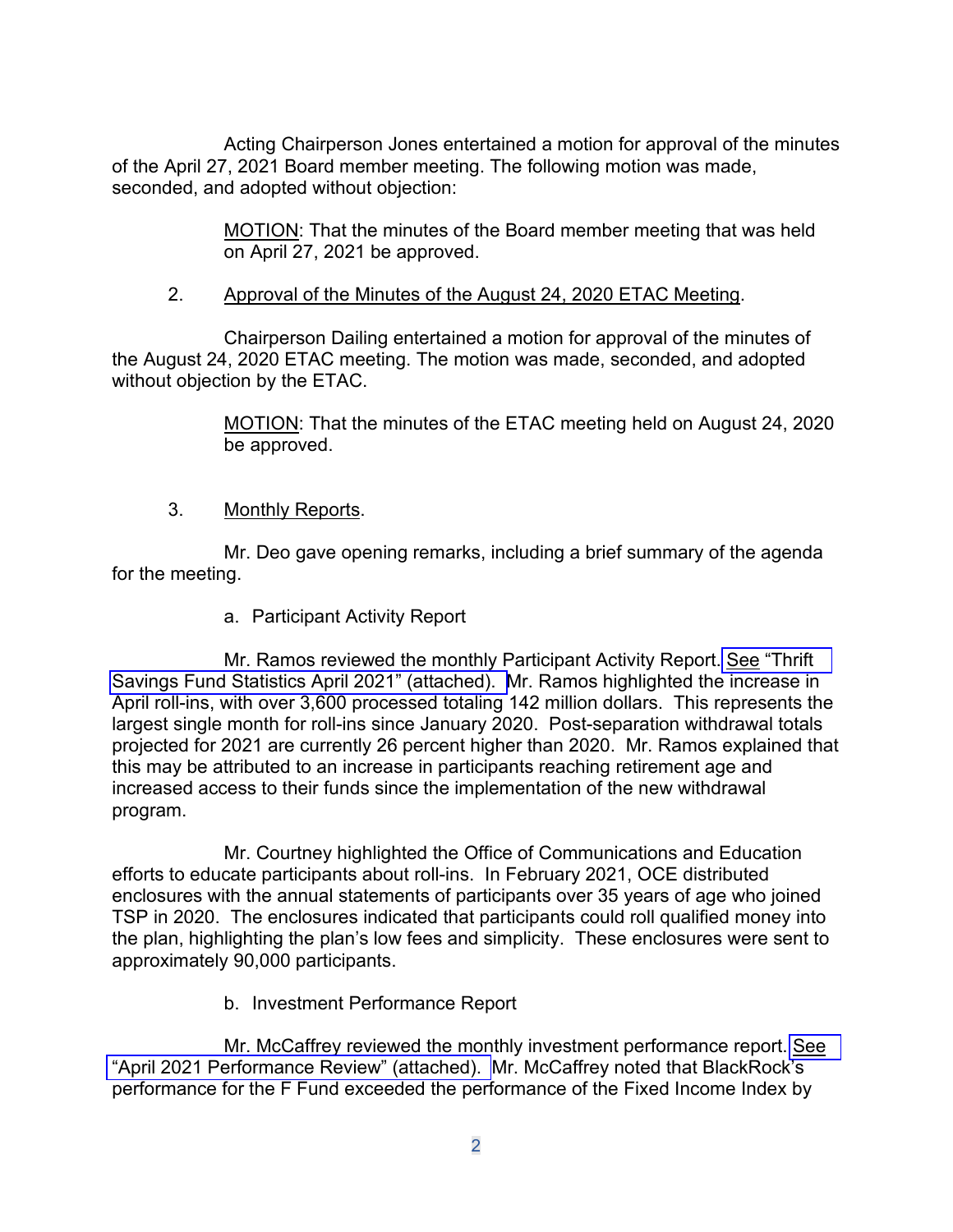Acting Chairperson Jones entertained a motion for approval of the minutes of the April 27, 2021 Board member meeting. The following motion was made, seconded, and adopted without objection:

> MOTION: That the minutes of the Board member meeting that was held on April 27, 2021 be approved.

2. Approval of the Minutes of the August 24, 2020 ETAC Meeting.

Chairperson Dailing entertained a motion for approval of the minutes of the August 24, 2020 ETAC meeting. The motion was made, seconded, and adopted without objection by the ETAC.

> MOTION: That the minutes of the ETAC meeting held on August 24, 2020 be approved.

3. Monthly Reports.

Mr. Deo gave opening remarks, including a brief summary of the agenda for the meeting.

a. Participant Activity Report

Mr. Ramos reviewed the monthly Participant Activity Report. See "Thrift Savings Fund Statistics April 2021" (attached). Mr. Ramos highlighted the increase in April roll-ins, with over 3,600 processed totaling 142 million dollars. This represents the largest single month for roll-ins since January 2020. Post-separation withdrawal totals projected for 2021 are currently 26 percent higher than 2020. Mr. Ramos explained that this may be attributed to an increase in participants reaching retirement age and increased access to their funds since the implementation of the new withdrawal program.

Mr. Courtney highlighted the Office of Communications and Education efforts to educate participants about roll-ins. In February 2021, OCE distributed enclosures with the annual statements of participants over 35 years of age who joined TSP in 2020. The enclosures indicated that participants could roll qualified money into the plan, highlighting the plan's low fees and simplicity. These enclosures were sent to approximately 90,000 participants.

b. Investment Performance Report

Mr. McCaffrey reviewed the monthly investment performance report. See "April 2021 Performance Review" (attached). Mr. McCaffrey noted that BlackRock's performance for the F Fund exceeded the performance of the Fixed Income Index by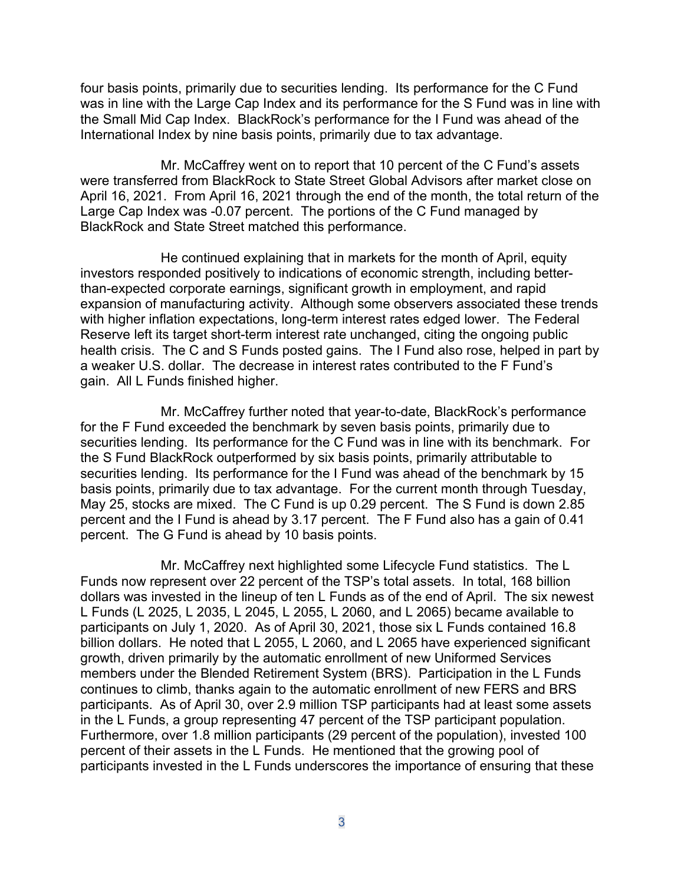four basis points, primarily due to securities lending. Its performance for the C Fund was in line with the Large Cap Index and its performance for the S Fund was in line with the Small Mid Cap Index. BlackRock's performance for the I Fund was ahead of the International Index by nine basis points, primarily due to tax advantage.

Mr. McCaffrey went on to report that 10 percent of the C Fund's assets were transferred from BlackRock to State Street Global Advisors after market close on April 16, 2021. From April 16, 2021 through the end of the month, the total return of the Large Cap Index was -0.07 percent. The portions of the C Fund managed by BlackRock and State Street matched this performance.

He continued explaining that in markets for the month of April, equity investors responded positively to indications of economic strength, including better-than-expected corporate earnings, significant growth in employment, and rapid expansion of manufacturing activity. Although some observers associated these trends with higher inflation expectations, long-term interest rates edged lower. The Federal Reserve left its target short-term interest rate unchanged, citing the ongoing public health crisis. The C and S Funds posted gains. The I Fund also rose, helped in part by a weaker U.S. dollar. The decrease in interest rates contributed to the F Fund's gain. All L Funds finished higher.

Mr. McCaffrey further noted that year-to-date, BlackRock's performance for the F Fund exceeded the benchmark by seven basis points, primarily due to securities lending. Its performance for the C Fund was in line with its benchmark. For the S Fund BlackRock outperformed by six basis points, primarily attributable to securities lending. Its performance for the I Fund was ahead of the benchmark by 15 basis points, primarily due to tax advantage. For the current month through Tuesday, May 25, stocks are mixed. The C Fund is up 0.29 percent. The S Fund is down 2.85 percent and the I Fund is ahead by 3.17 percent. The F Fund also has a gain of 0.41 percent. The G Fund is ahead by 10 basis points.

Mr. McCaffrey next highlighted some Lifecycle Fund statistics. The L Funds now represent over 22 percent of the TSP's total assets. In total, 168 billion dollars was invested in the lineup of ten L Funds as of the end of April. The six newest L Funds (L 2025, L 2035, L 2045, L 2055, L 2060, and L 2065) became available to participants on July 1, 2020. As of April 30, 2021, those six L Funds contained 16.8 billion dollars. He noted that L 2055, L 2060, and L 2065 have experienced significant growth, driven primarily by the automatic enrollment of new Uniformed Services members under the Blended Retirement System (BRS). Participation in the L Funds continues to climb, thanks again to the automatic enrollment of new FERS and BRS participants. As of April 30, over 2.9 million TSP participants had at least some assets in the L Funds, a group representing 47 percent of the TSP participant population. Furthermore, over 1.8 million participants (29 percent of the population), invested 100 percent of their assets in the L Funds. He mentioned that the growing pool of participants invested in the L Funds underscores the importance of ensuring that these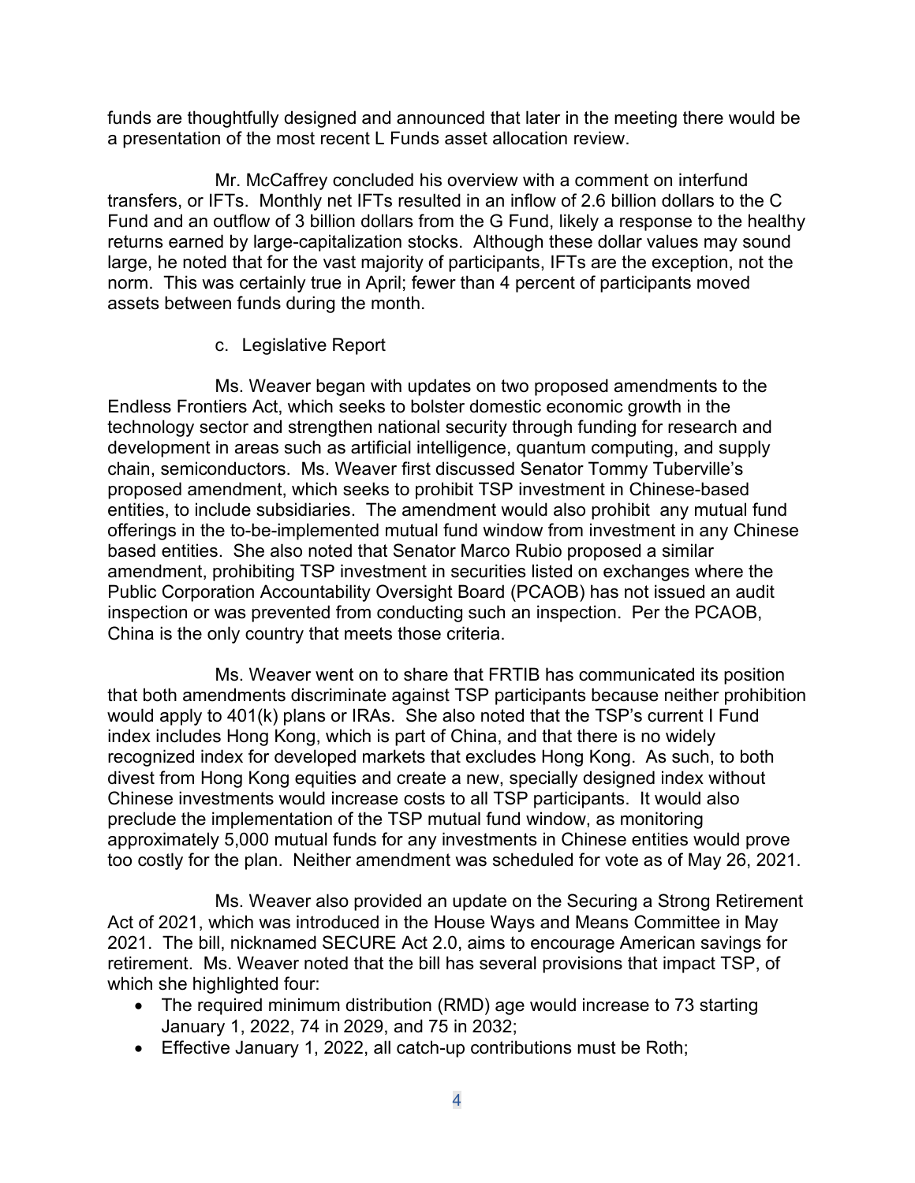funds are thoughtfully designed and announced that later in the meeting there would be a presentation of the most recent L Funds asset allocation review.

Mr. McCaffrey concluded his overview with a comment on interfund transfers, or IFTs. Monthly net IFTs resulted in an inflow of 2.6 billion dollars to the C Fund and an outflow of 3 billion dollars from the G Fund, likely a response to the healthy returns earned by large-capitalization stocks. Although these dollar values may sound large, he noted that for the vast majority of participants, IFTs are the exception, not the norm. This was certainly true in April; fewer than 4 percent of participants moved assets between funds during the month.

c. Legislative Report

Ms. Weaver began with updates on two proposed amendments to the Endless Frontiers Act, which seeks to bolster domestic economic growth in the technology sector and strengthen national security through funding for research and development in areas such as artificial intelligence, quantum computing, and supply chain, semiconductors. Ms. Weaver first discussed Senator Tommy Tuberville's proposed amendment, which seeks to prohibit TSP investment in Chinese-based entities, to include subsidiaries. The amendment would also prohibit any mutual fund offerings in the to-be-implemented mutual fund window from investment in any Chinese based entities. She also noted that Senator Marco Rubio proposed a similar amendment, prohibiting TSP investment in securities listed on exchanges where the Public Corporation Accountability Oversight Board (PCAOB) has not issued an audit inspection or was prevented from conducting such an inspection. Per the PCAOB, China is the only country that meets those criteria.

Ms. Weaver went on to share that FRTIB has communicated its position that both amendments discriminate against TSP participants because neither prohibition would apply to 401(k) plans or IRAs. She also noted that the TSP's current I Fund index includes Hong Kong, which is part of China, and that there is no widely recognized index for developed markets that excludes Hong Kong. As such, to both divest from Hong Kong equities and create a new, specially designed index without Chinese investments would increase costs to all TSP participants. It would also preclude the implementation of the TSP mutual fund window, as monitoring approximately 5,000 mutual funds for any investments in Chinese entities would prove too costly for the plan. Neither amendment was scheduled for vote as of May 26, 2021.

Ms. Weaver also provided an update on the Securing a Strong Retirement Act of 2021, which was introduced in the House Ways and Means Committee in May 2021. The bill, nicknamed SECURE Act 2.0, aims to encourage American savings for retirement. Ms. Weaver noted that the bill has several provisions that impact TSP, of which she highlighted four:

- The required minimum distribution (RMD) age would increase to 73 starting January 1, 2022, 74 in 2029, and 75 in 2032;
- Effective January 1, 2022, all catch-up contributions must be Roth;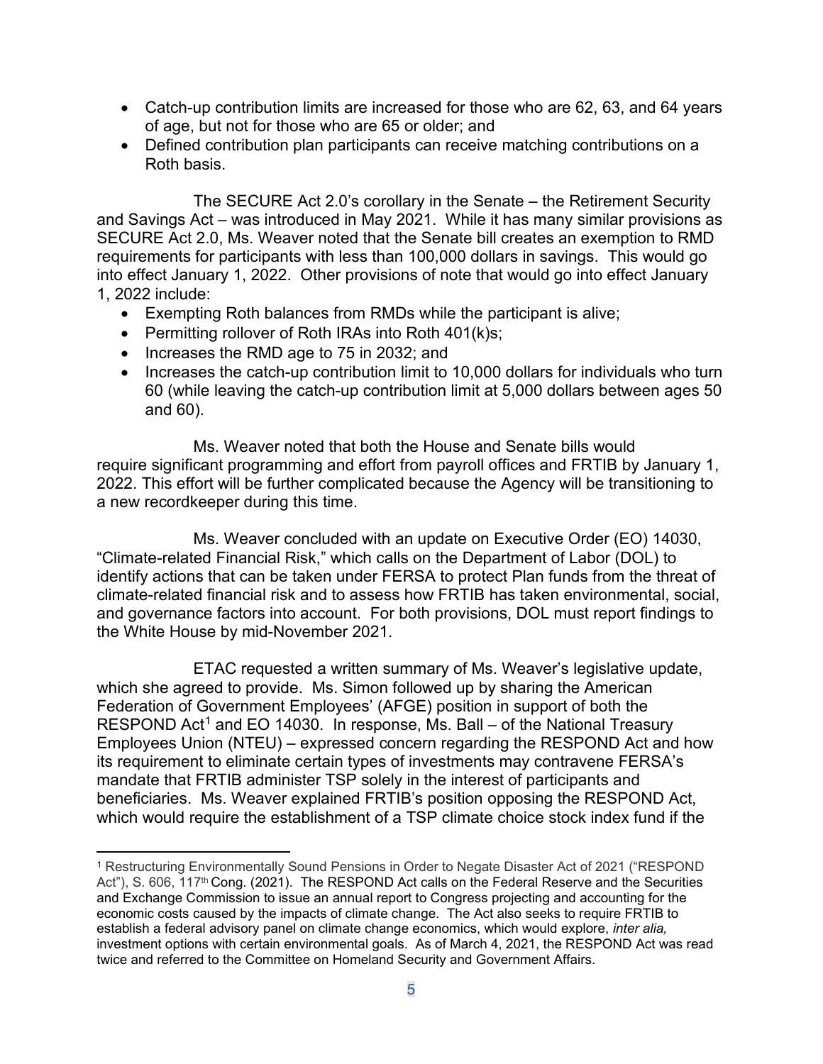- Catch-up contribution limits are increased for those who are 62, 63, and 64 years of age, but not for those who are 65 or older; and
- Defined contribution plan participants can receive matching contributions on a Roth basis.

The SECURE Act 2.0's corollary in the Senate – the Retirement Security and Savings Act – was introduced in May 2021. While it has many similar provisions as SECURE Act 2.0, Ms. Weaver noted that the Senate bill creates an exemption to RMD requirements for participants with less than 100,000 dollars in savings. This would go into effect January 1, 2022. Other provisions of note that would go into effect January 1, 2022 include:

- Exempting Roth balances from RMDs while the participant is alive;
- Permitting rollover of Roth IRAs into Roth 401(k)s;
- Increases the RMD age to 75 in 2032; and
- Increases the catch-up contribution limit to 10,000 dollars for individuals who turn 60 (while leaving the catch-up contribution limit at 5,000 dollars between ages 50 and 60).

Ms. Weaver noted that both the House and Senate bills would require significant programming and effort from payroll offices and FRTIB by January 1, 2022. This effort will be further complicated because the Agency will be transitioning to a new recordkeeper during this time.

Ms. Weaver concluded with an update on Executive Order (EO) 14030, "Climate-related Financial Risk," which calls on the Department of Labor (DOL) to identify actions that can be taken under FERSA to protect Plan funds from the threat of climate-related financial risk and to assess how FRTIB has taken environmental, social, and governance factors into account. For both provisions, DOL must report findings to the White House by mid-November 2021.

ETAC requested a written summary of Ms. Weaver's legislative update, which she agreed to provide. Ms. Simon followed up by sharing the American Federation of Government Employees' (AFGE) position in support of both the RESPOND Act[1] and EO 14030. In response, Ms. Ball – of the National Treasury Employees Union (NTEU) – expressed concern regarding the RESPOND Act and how its requirement to eliminate certain types of investments may contravene FERSA's mandate that FRTIB administer TSP solely in the interest of participants and beneficiaries. Ms. Weaver explained FRTIB's position opposing the RESPOND Act, which would require the establishment of a TSP climate choice stock index fund if the

---

[1] Restructuring Environmentally Sound Pensions in Order to Negate Disaster Act of 2021 ("RESPOND Act"), S. 606, 117th Cong. (2021). The RESPOND Act calls on the Federal Reserve and the Securities and Exchange Commission to issue an annual report to Congress projecting and accounting for the economic costs caused by the impacts of climate change. The Act also seeks to require FRTIB to establish a federal advisory panel on climate change economics, which would explore, *inter alia,* investment options with certain environmental goals. As of March 4, 2021, the RESPOND Act was read twice and referred to the Committee on Homeland Security and Government Affairs.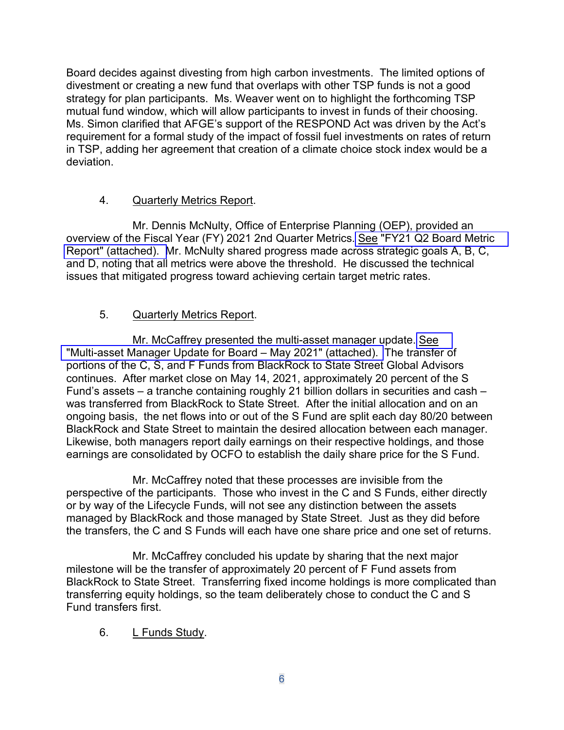Board decides against divesting from high carbon investments. The limited options of divestment or creating a new fund that overlaps with other TSP funds is not a good strategy for plan participants. Ms. Weaver went on to highlight the forthcoming TSP mutual fund window, which will allow participants to invest in funds of their choosing. Ms. Simon clarified that AFGE's support of the RESPOND Act was driven by the Act's requirement for a formal study of the impact of fossil fuel investments on rates of return in TSP, adding her agreement that creation of a climate choice stock index would be a deviation.

4. Quarterly Metrics Report.

Mr. Dennis McNulty, Office of Enterprise Planning (OEP), provided an overview of the Fiscal Year (FY) 2021 2nd Quarter Metrics. See "FY21 Q2 Board Metric Report" (attached). Mr. McNulty shared progress made across strategic goals A, B, C, and D, noting that all metrics were above the threshold. He discussed the technical issues that mitigated progress toward achieving certain target metric rates.

5. Quarterly Metrics Report.

Mr. McCaffrey presented the multi-asset manager update. See "Multi-asset Manager Update for Board – May 2021" (attached). The transfer of portions of the C, S, and F Funds from BlackRock to State Street Global Advisors continues. After market close on May 14, 2021, approximately 20 percent of the S Fund's assets – a tranche containing roughly 21 billion dollars in securities and cash – was transferred from BlackRock to State Street. After the initial allocation and on an ongoing basis, the net flows into or out of the S Fund are split each day 80/20 between BlackRock and State Street to maintain the desired allocation between each manager. Likewise, both managers report daily earnings on their respective holdings, and those earnings are consolidated by OCFO to establish the daily share price for the S Fund.

Mr. McCaffrey noted that these processes are invisible from the perspective of the participants. Those who invest in the C and S Funds, either directly or by way of the Lifecycle Funds, will not see any distinction between the assets managed by BlackRock and those managed by State Street. Just as they did before the transfers, the C and S Funds will each have one share price and one set of returns.

Mr. McCaffrey concluded his update by sharing that the next major milestone will be the transfer of approximately 20 percent of F Fund assets from BlackRock to State Street. Transferring fixed income holdings is more complicated than transferring equity holdings, so the team deliberately chose to conduct the C and S Fund transfers first.

6. L Funds Study.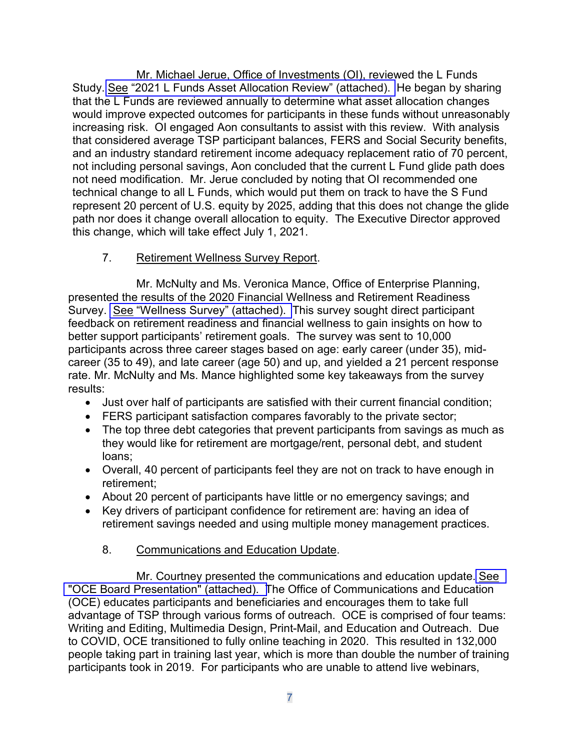Mr. Michael Jerue, Office of Investments (OI), reviewed the L Funds Study. See "2021 L Funds Asset Allocation Review" (attached). He began by sharing that the L Funds are reviewed annually to determine what asset allocation changes would improve expected outcomes for participants in these funds without unreasonably increasing risk. OI engaged Aon consultants to assist with this review. With analysis that considered average TSP participant balances, FERS and Social Security benefits, and an industry standard retirement income adequacy replacement ratio of 70 percent, not including personal savings, Aon concluded that the current L Fund glide path does not need modification. Mr. Jerue concluded by noting that OI recommended one technical change to all L Funds, which would put them on track to have the S Fund represent 20 percent of U.S. equity by 2025, adding that this does not change the glide path nor does it change overall allocation to equity. The Executive Director approved this change, which will take effect July 1, 2021.

7. Retirement Wellness Survey Report.

Mr. McNulty and Ms. Veronica Mance, Office of Enterprise Planning, presented the results of the 2020 Financial Wellness and Retirement Readiness Survey. See "Wellness Survey" (attached). This survey sought direct participant feedback on retirement readiness and financial wellness to gain insights on how to better support participants' retirement goals. The survey was sent to 10,000 participants across three career stages based on age: early career (under 35), mid-career (35 to 49), and late career (age 50) and up, and yielded a 21 percent response rate. Mr. McNulty and Ms. Mance highlighted some key takeaways from the survey results:

- Just over half of participants are satisfied with their current financial condition;
- FERS participant satisfaction compares favorably to the private sector;
- The top three debt categories that prevent participants from savings as much as they would like for retirement are mortgage/rent, personal debt, and student loans;
- Overall, 40 percent of participants feel they are not on track to have enough in retirement;
- About 20 percent of participants have little or no emergency savings; and
- Key drivers of participant confidence for retirement are: having an idea of retirement savings needed and using multiple money management practices.

8. Communications and Education Update.

Mr. Courtney presented the communications and education update. See "OCE Board Presentation" (attached). The Office of Communications and Education (OCE) educates participants and beneficiaries and encourages them to take full advantage of TSP through various forms of outreach. OCE is comprised of four teams: Writing and Editing, Multimedia Design, Print-Mail, and Education and Outreach. Due to COVID, OCE transitioned to fully online teaching in 2020. This resulted in 132,000 people taking part in training last year, which is more than double the number of training participants took in 2019. For participants who are unable to attend live webinars,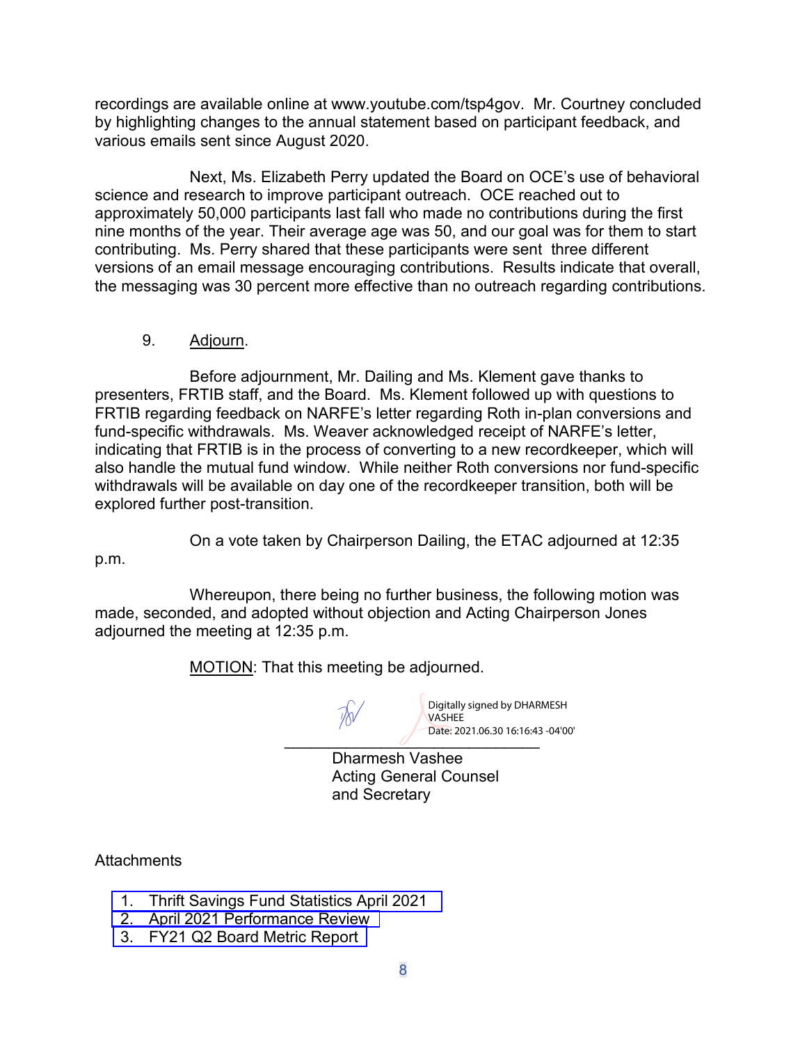recordings are available online at www.youtube.com/tsp4gov. Mr. Courtney concluded by highlighting changes to the annual statement based on participant feedback, and various emails sent since August 2020.

Next, Ms. Elizabeth Perry updated the Board on OCE's use of behavioral science and research to improve participant outreach. OCE reached out to approximately 50,000 participants last fall who made no contributions during the first nine months of the year. Their average age was 50, and our goal was for them to start contributing. Ms. Perry shared that these participants were sent three different versions of an email message encouraging contributions. Results indicate that overall, the messaging was 30 percent more effective than no outreach regarding contributions.

9. Adjourn.

Before adjournment, Mr. Dailing and Ms. Klement gave thanks to presenters, FRTIB staff, and the Board. Ms. Klement followed up with questions to FRTIB regarding feedback on NARFE's letter regarding Roth in-plan conversions and fund-specific withdrawals. Ms. Weaver acknowledged receipt of NARFE's letter, indicating that FRTIB is in the process of converting to a new recordkeeper, which will also handle the mutual fund window. While neither Roth conversions nor fund-specific withdrawals will be available on day one of the recordkeeper transition, both will be explored further post-transition.

On a vote taken by Chairperson Dailing, the ETAC adjourned at 12:35 p.m.

Whereupon, there being no further business, the following motion was made, seconded, and adopted without objection and Acting Chairperson Jones adjourned the meeting at 12:35 p.m.

MOTION: That this meeting be adjourned.

Digitally signed by DHARMESH VASHEE
Date: 2021.06.30 16:16:43 -04'00'

Dharmesh Vashee
Acting General Counsel
and Secretary

Attachments

1. Thrift Savings Fund Statistics April 2021
2. April 2021 Performance Review
3. FY21 Q2 Board Metric Report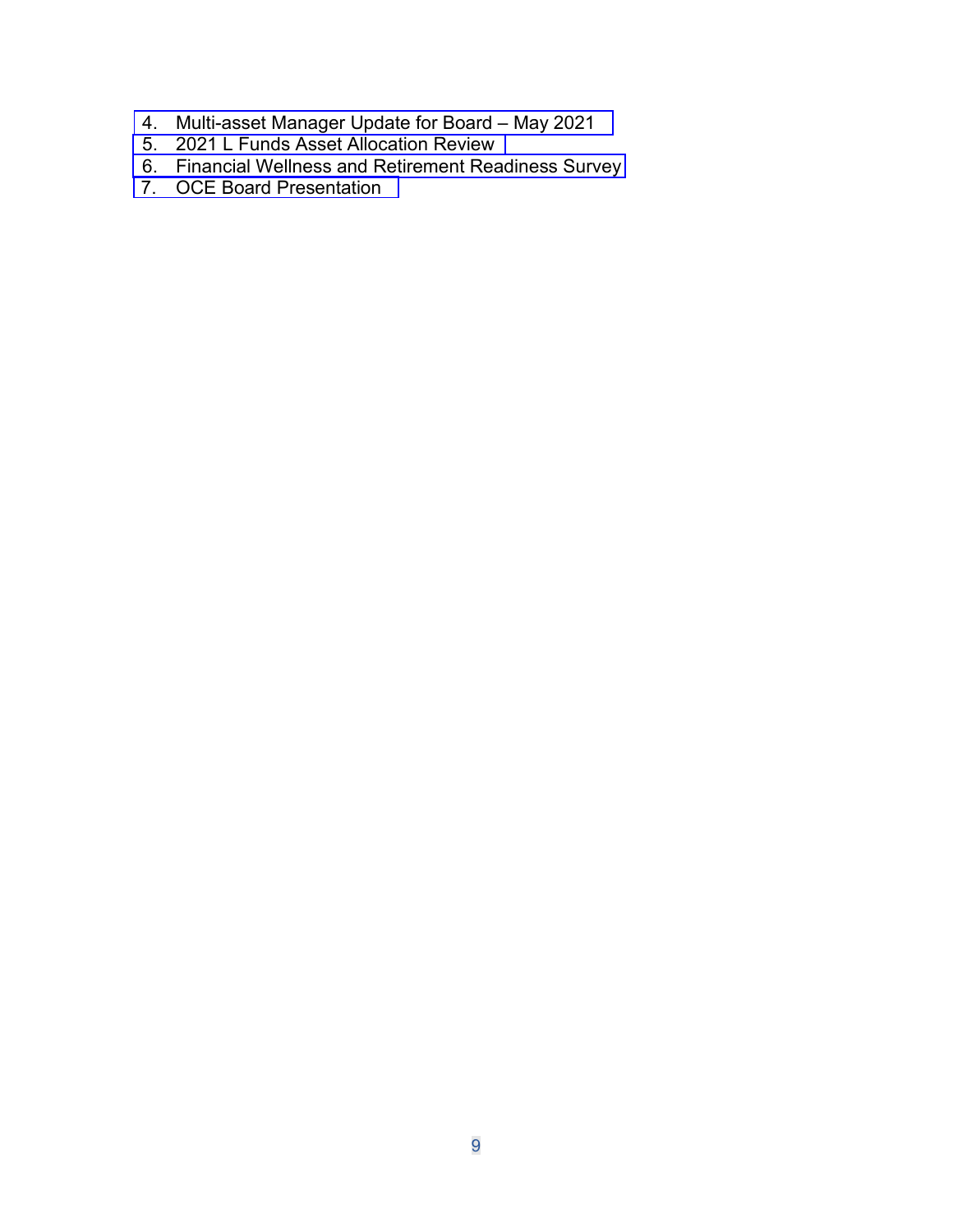4. Multi-asset Manager Update for Board – May 2021
5. 2021 L Funds Asset Allocation Review
6. Financial Wellness and Retirement Readiness Survey
7. OCE Board Presentation